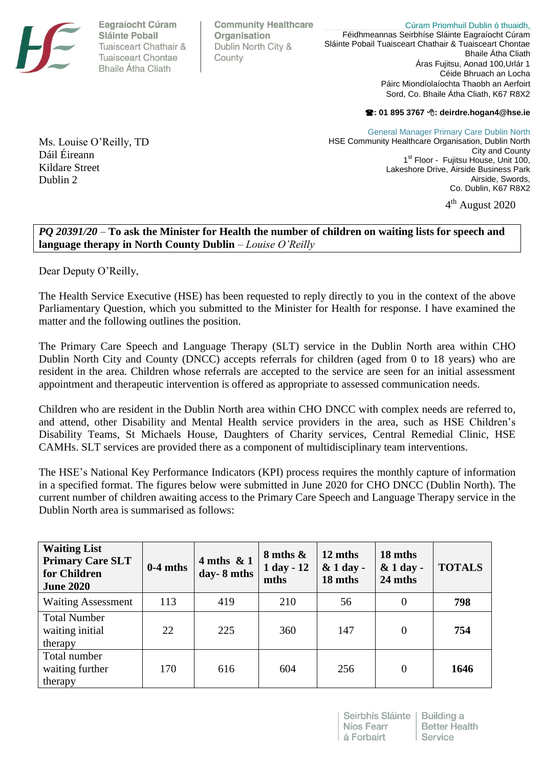Eagraíocht Cúram Sláinte Pobail
Tuaisceart Chathair & Tuaisceart Chontae Bhaile Átha Cliath

Community Healthcare Organisation
Dublin North City & County

Cúram Priomhuil Dublin ó thuaidh,
Féidhmeannas Seirbhíse Sláinte Eagraíocht Cúram Sláinte Pobail Tuaisceart Chathair & Tuaisceart Chontae Bhaile Átha Cliath
Áras Fujitsu, Aonad 100,Urlár 1
Céide Bhruach an Locha
Páirc Miondíolaíochta Thaobh an Aerfoirt
Sord, Co. Bhaile Átha Cliath, K67 R8X2

☎: 01 895 3767 ✉: deirdre.hogan4@hse.ie

General Manager Primary Care Dublin North
HSE Community Healthcare Organisation, Dublin North City and County
1st Floor - Fujitsu House, Unit 100,
Lakeshore Drive, Airside Business Park
Airside, Swords,
Co. Dublin, K67 R8X2

Ms. Louise O'Reilly, TD
Dáil Éireann
Kildare Street
Dublin 2

4th August 2020

***PQ 20391/20*** – **To ask the Minister for Health the number of children on waiting lists for speech and language therapy in North County Dublin** – *Louise O'Reilly*

Dear Deputy O'Reilly,

The Health Service Executive (HSE) has been requested to reply directly to you in the context of the above Parliamentary Question, which you submitted to the Minister for Health for response. I have examined the matter and the following outlines the position.

The Primary Care Speech and Language Therapy (SLT) service in the Dublin North area within CHO Dublin North City and County (DNCC) accepts referrals for children (aged from 0 to 18 years) who are resident in the area. Children whose referrals are accepted to the service are seen for an initial assessment appointment and therapeutic intervention is offered as appropriate to assessed communication needs.

Children who are resident in the Dublin North area within CHO DNCC with complex needs are referred to, and attend, other Disability and Mental Health service providers in the area, such as HSE Children's Disability Teams, St Michaels House, Daughters of Charity services, Central Remedial Clinic, HSE CAMHs. SLT services are provided there as a component of multidisciplinary team interventions.

The HSE's National Key Performance Indicators (KPI) process requires the monthly capture of information in a specified format. The figures below were submitted in June 2020 for CHO DNCC (Dublin North). The current number of children awaiting access to the Primary Care Speech and Language Therapy service in the Dublin North area is summarised as follows:

| Waiting List Primary Care SLT for Children June 2020 | 0-4 mths | 4 mths & 1 day- 8 mths | 8 mths & 1 day - 12 mths | 12 mths & 1 day - 18 mths | 18 mths & 1 day - 24 mths | TOTALS |
|---|---|---|---|---|---|---|
| Waiting Assessment | 113 | 419 | 210 | 56 | 0 | **798** |
| Total Number waiting initial therapy | 22 | 225 | 360 | 147 | 0 | **754** |
| Total number waiting further therapy | 170 | 616 | 604 | 256 | 0 | **1646** |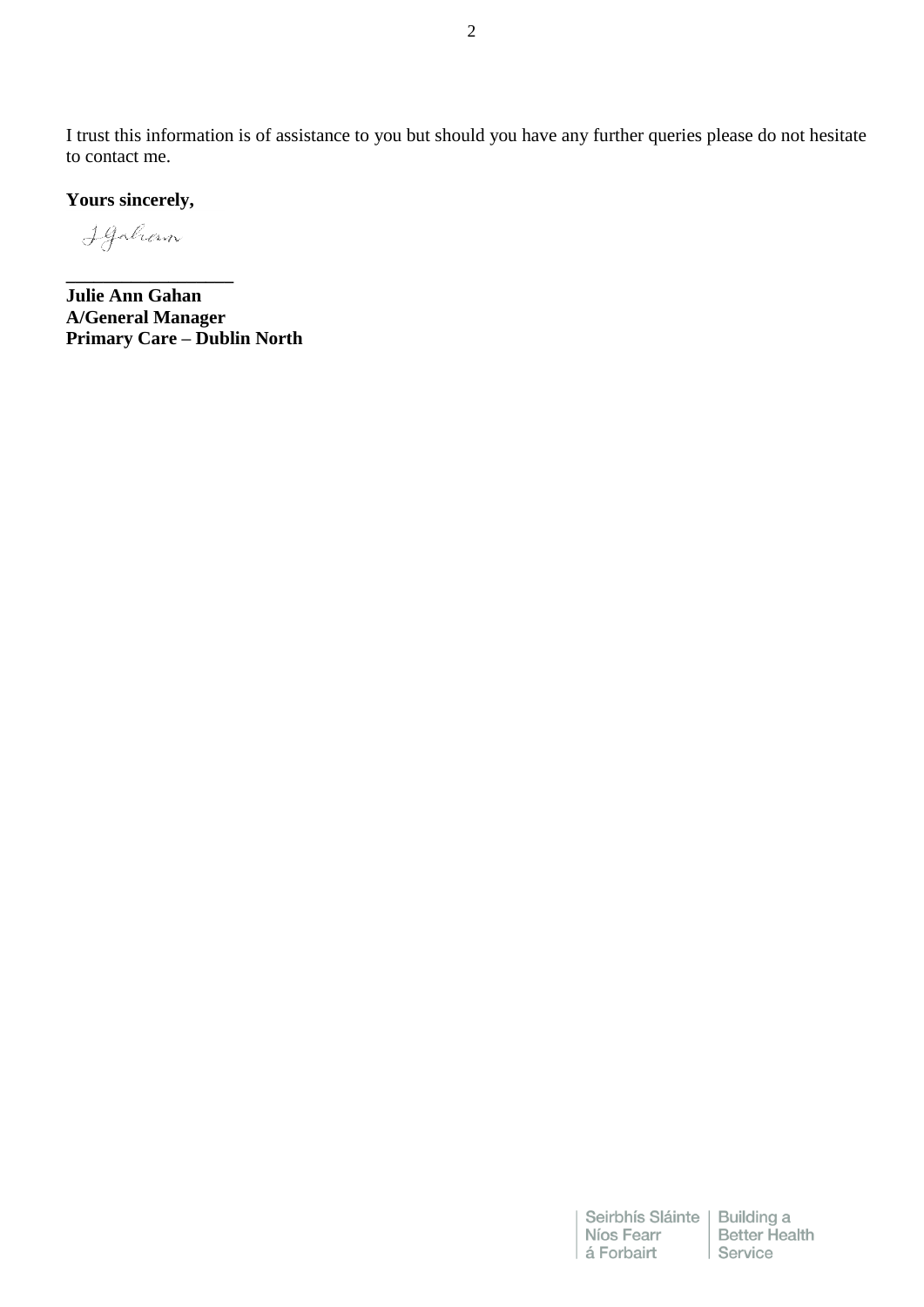I trust this information is of assistance to you but should you have any further queries please do not hesitate to contact me.

**Yours sincerely,**

J Gahan

\_\_\_\_\_\_\_\_\_\_\_\_\_\_\_\_\_\_

**Julie Ann Gahan**
**A/General Manager**
**Primary Care – Dublin North**

Seirbhís Sláinte Níos Fearr á Forbairt | Building a Better Health Service